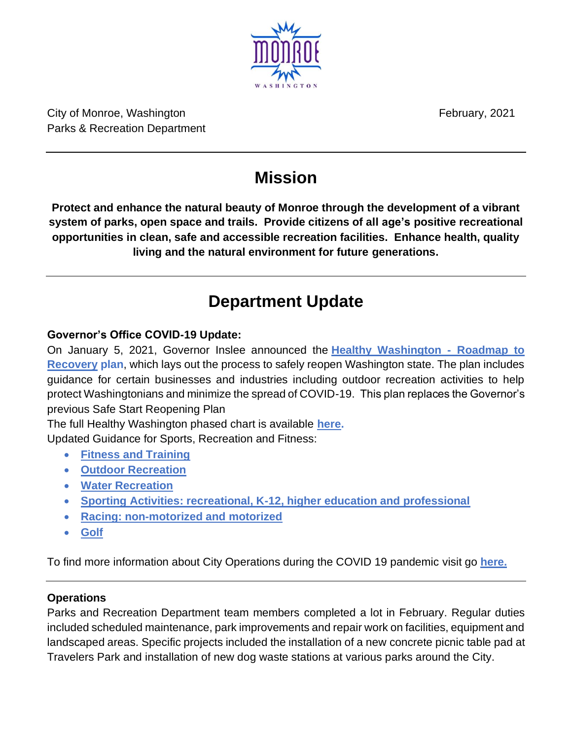City of Monroe, Washington
Parks & Recreation Department

February, 2021

# Mission

**Protect and enhance the natural beauty of Monroe through the development of a vibrant system of parks, open space and trails. Provide citizens of all age's positive recreational opportunities in clean, safe and accessible recreation facilities. Enhance health, quality living and the natural environment for future generations.**

# Department Update

**Governor's Office COVID-19 Update:**

On January 5, 2021, Governor Inslee announced the **Healthy Washington - Roadmap to Recovery plan**, which lays out the process to safely reopen Washington state. The plan includes guidance for certain businesses and industries including outdoor recreation activities to help protect Washingtonians and minimize the spread of COVID-19. This plan replaces the Governor's previous Safe Start Reopening Plan

The full Healthy Washington phased chart is available **here.**

Updated Guidance for Sports, Recreation and Fitness:

- **Fitness and Training**
- **Outdoor Recreation**
- **Water Recreation**
- **Sporting Activities: recreational, K-12, higher education and professional**
- **Racing: non-motorized and motorized**
- **Golf**

To find more information about City Operations during the COVID 19 pandemic visit go **here.**

**Operations**

Parks and Recreation Department team members completed a lot in February. Regular duties included scheduled maintenance, park improvements and repair work on facilities, equipment and landscaped areas. Specific projects included the installation of a new concrete picnic table pad at Travelers Park and installation of new dog waste stations at various parks around the City.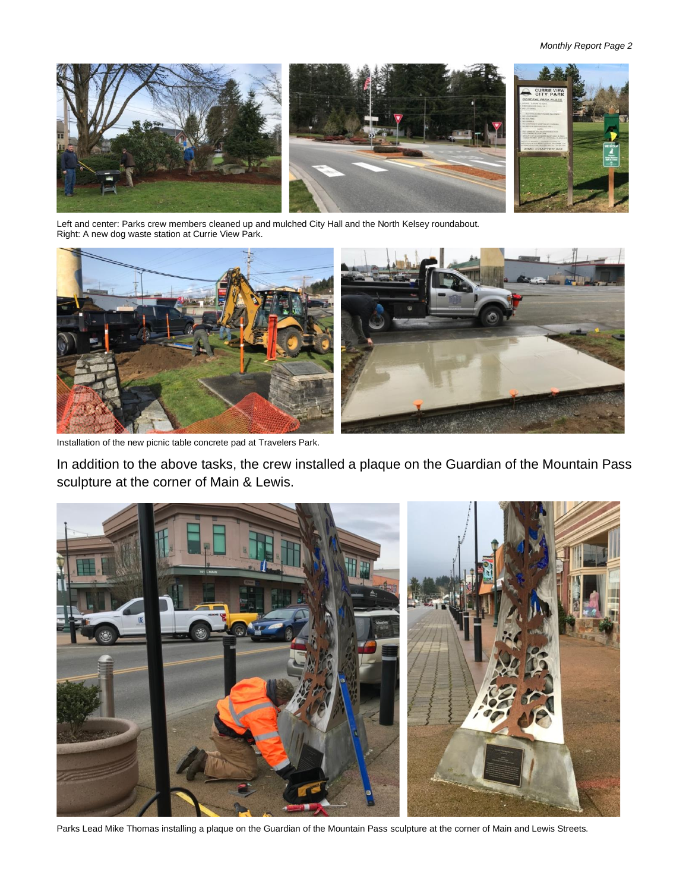Left and center: Parks crew members cleaned up and mulched City Hall and the North Kelsey roundabout.
Right: A new dog waste station at Currie View Park.

Installation of the new picnic table concrete pad at Travelers Park.

In addition to the above tasks, the crew installed a plaque on the Guardian of the Mountain Pass sculpture at the corner of Main & Lewis.

Parks Lead Mike Thomas installing a plaque on the Guardian of the Mountain Pass sculpture at the corner of Main and Lewis Streets.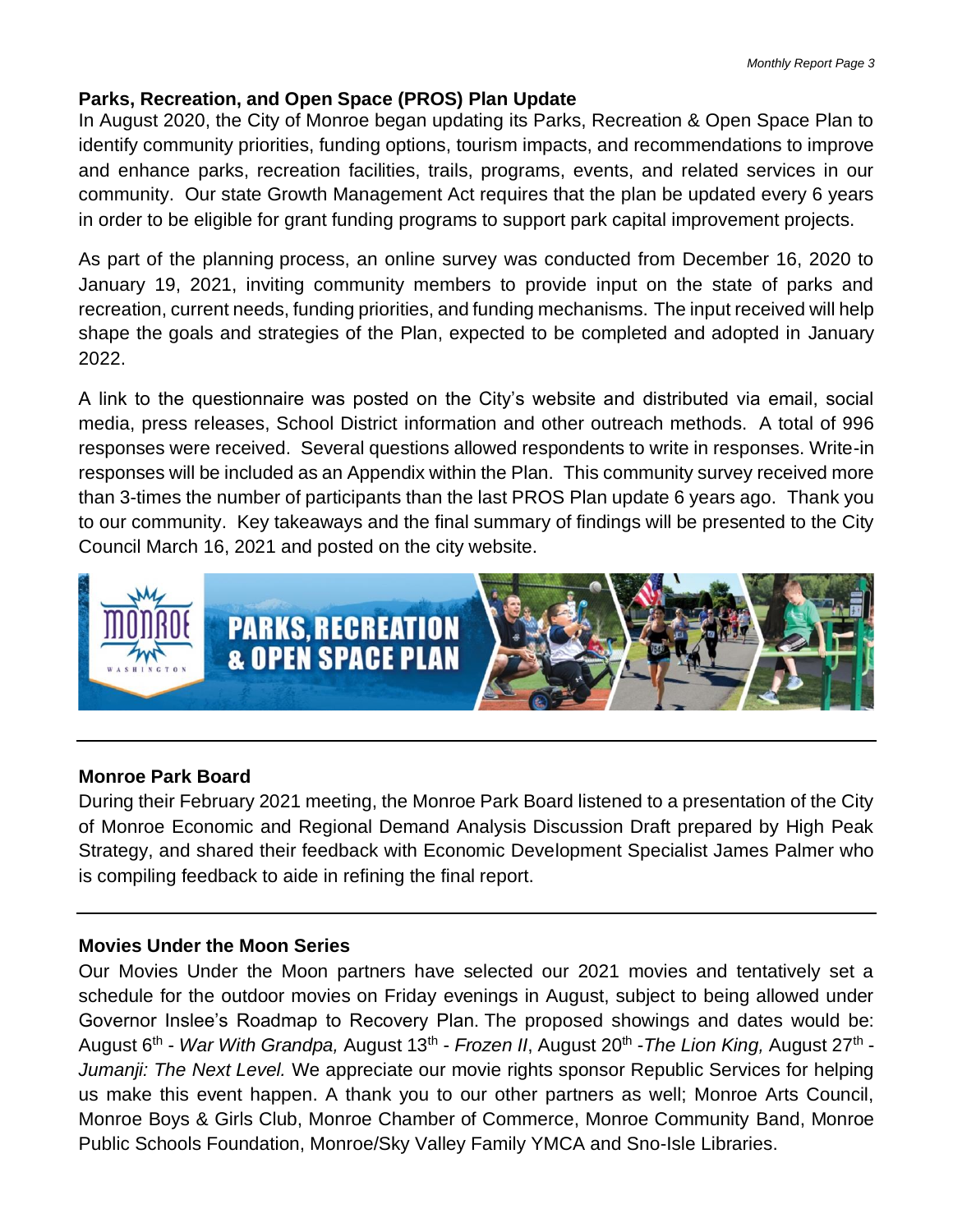## Parks, Recreation, and Open Space (PROS) Plan Update

In August 2020, the City of Monroe began updating its Parks, Recreation & Open Space Plan to identify community priorities, funding options, tourism impacts, and recommendations to improve and enhance parks, recreation facilities, trails, programs, events, and related services in our community. Our state Growth Management Act requires that the plan be updated every 6 years in order to be eligible for grant funding programs to support park capital improvement projects.

As part of the planning process, an online survey was conducted from December 16, 2020 to January 19, 2021, inviting community members to provide input on the state of parks and recreation, current needs, funding priorities, and funding mechanisms. The input received will help shape the goals and strategies of the Plan, expected to be completed and adopted in January 2022.

A link to the questionnaire was posted on the City's website and distributed via email, social media, press releases, School District information and other outreach methods. A total of 996 responses were received. Several questions allowed respondents to write in responses. Write-in responses will be included as an Appendix within the Plan. This community survey received more than 3-times the number of participants than the last PROS Plan update 6 years ago. Thank you to our community. Key takeaways and the final summary of findings will be presented to the City Council March 16, 2021 and posted on the city website.

## Monroe Park Board

During their February 2021 meeting, the Monroe Park Board listened to a presentation of the City of Monroe Economic and Regional Demand Analysis Discussion Draft prepared by High Peak Strategy, and shared their feedback with Economic Development Specialist James Palmer who is compiling feedback to aide in refining the final report.

## Movies Under the Moon Series

Our Movies Under the Moon partners have selected our 2021 movies and tentatively set a schedule for the outdoor movies on Friday evenings in August, subject to being allowed under Governor Inslee's Roadmap to Recovery Plan. The proposed showings and dates would be: August 6th - *War With Grandpa,* August 13th - *Frozen II*, August 20th -*The Lion King,* August 27th - *Jumanji: The Next Level.* We appreciate our movie rights sponsor Republic Services for helping us make this event happen. A thank you to our other partners as well; Monroe Arts Council, Monroe Boys & Girls Club, Monroe Chamber of Commerce, Monroe Community Band, Monroe Public Schools Foundation, Monroe/Sky Valley Family YMCA and Sno-Isle Libraries.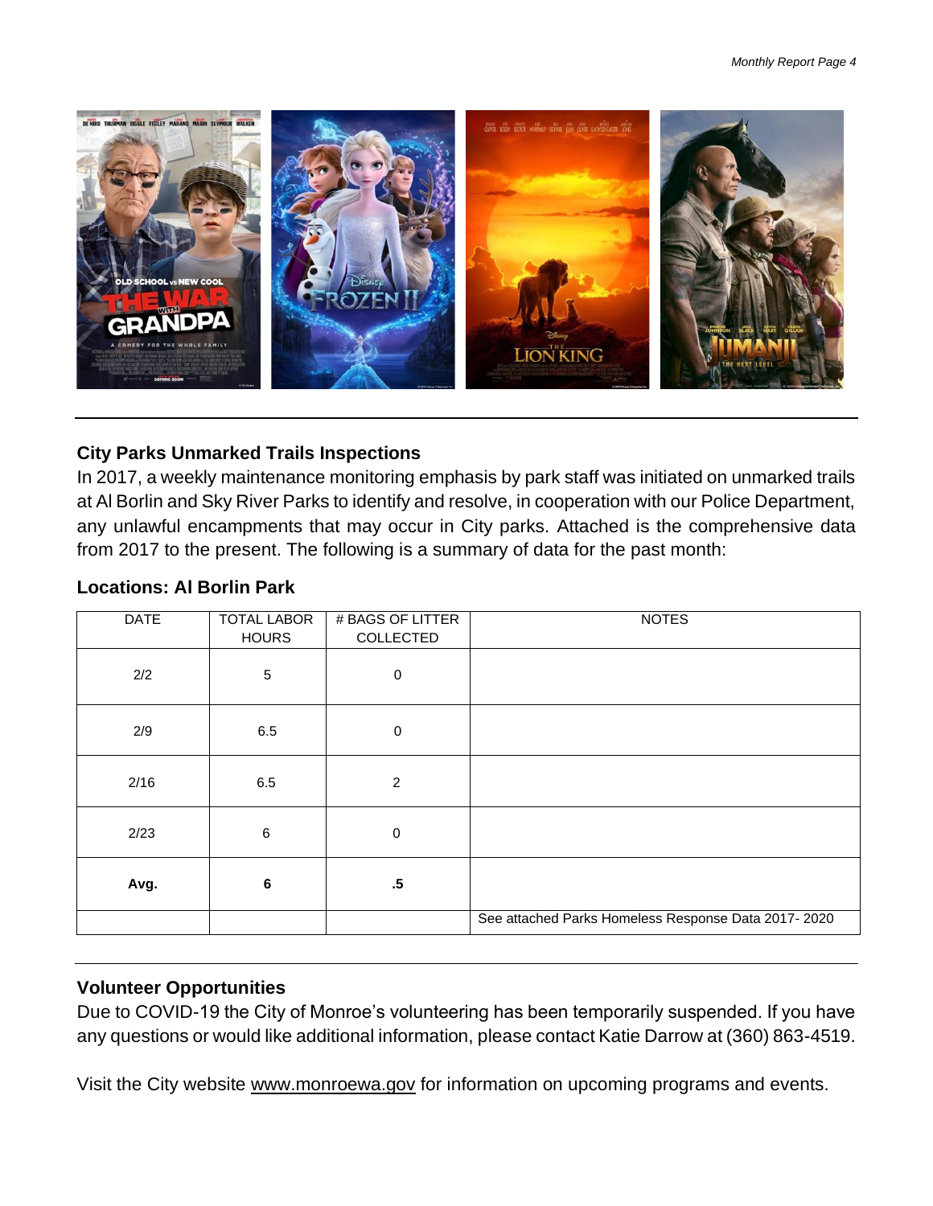## City Parks Unmarked Trails Inspections

In 2017, a weekly maintenance monitoring emphasis by park staff was initiated on unmarked trails at Al Borlin and Sky River Parks to identify and resolve, in cooperation with our Police Department, any unlawful encampments that may occur in City parks. Attached is the comprehensive data from 2017 to the present. The following is a summary of data for the past month:

### Locations: Al Borlin Park

| DATE | TOTAL LABOR HOURS | # BAGS OF LITTER COLLECTED | NOTES |
| --- | --- | --- | --- |
| 2/2 | 5 | 0 | |
| 2/9 | 6.5 | 0 | |
| 2/16 | 6.5 | 2 | |
| 2/23 | 6 | 0 | |
| **Avg.** | **6** | **.5** | |
| | | | See attached Parks Homeless Response Data 2017- 2020 |

## Volunteer Opportunities

Due to COVID-19 the City of Monroe's volunteering has been temporarily suspended. If you have any questions or would like additional information, please contact Katie Darrow at (360) 863-4519.

Visit the City website www.monroewa.gov for information on upcoming programs and events.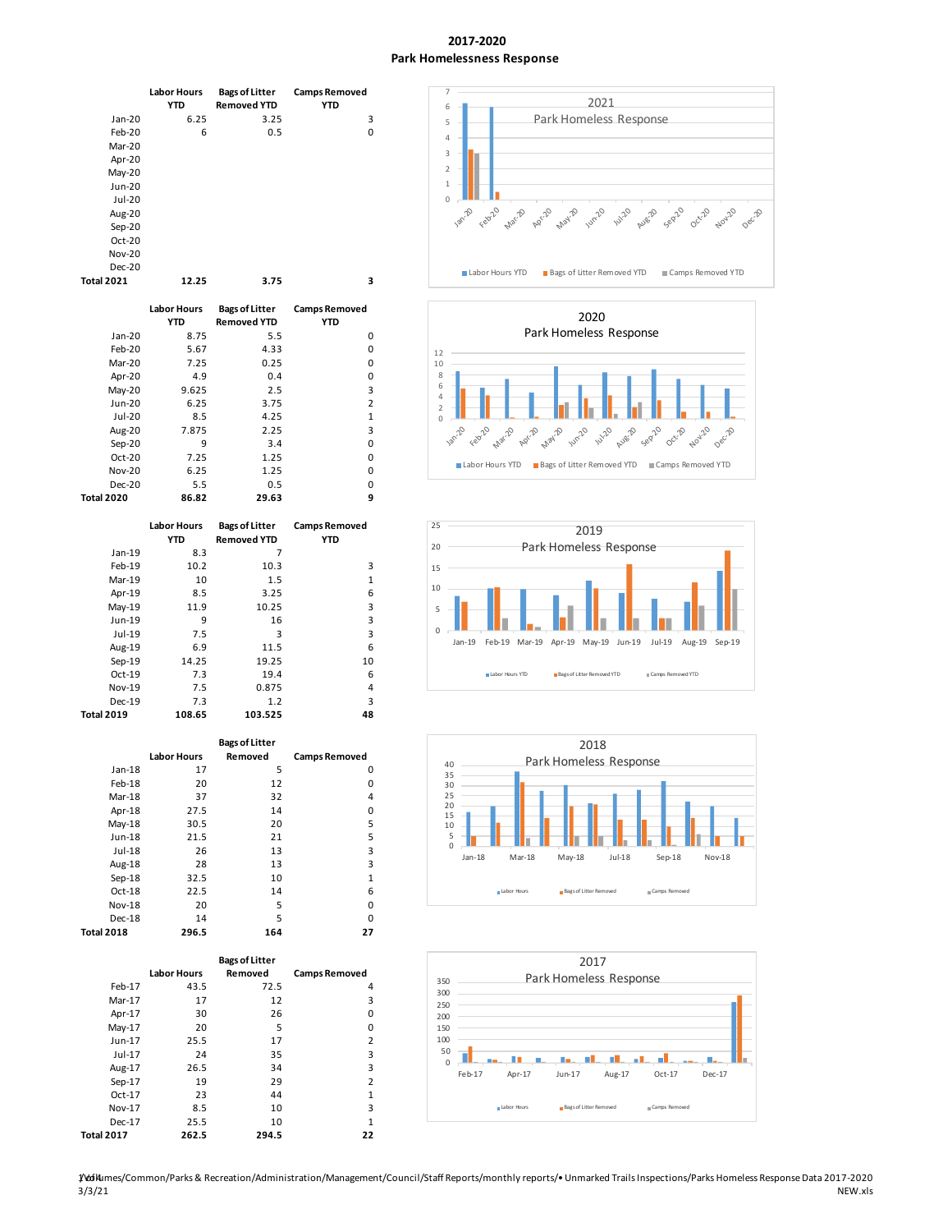## 2017-2020
## Park Homelessness Response

| | Labor Hours YTD | Bags of Litter Removed YTD | Camps Removed YTD |
|---|---|---|---|
| Jan-20 | 6.25 | 3.25 | 3 |
| Feb-20 | 6 | 0.5 | 0 |
| Mar-20 | | | |
| Apr-20 | | | |
| May-20 | | | |
| Jun-20 | | | |
| Jul-20 | | | |
| Aug-20 | | | |
| Sep-20 | | | |
| Oct-20 | | | |
| Nov-20 | | | |
| Dec-20 | | | |
| **Total 2021** | **12.25** | **3.75** | **3** |

| | Labor Hours YTD | Bags of Litter Removed YTD | Camps Removed YTD |
|---|---|---|---|
| Jan-20 | 8.75 | 5.5 | 0 |
| Feb-20 | 5.67 | 4.33 | 0 |
| Mar-20 | 7.25 | 0.25 | 0 |
| Apr-20 | 4.9 | 0.4 | 0 |
| May-20 | 9.625 | 2.5 | 3 |
| Jun-20 | 6.25 | 3.75 | 2 |
| Jul-20 | 8.5 | 4.25 | 1 |
| Aug-20 | 7.875 | 2.25 | 3 |
| Sep-20 | 9 | 3.4 | 0 |
| Oct-20 | 7.25 | 1.25 | 0 |
| Nov-20 | 6.25 | 1.25 | 0 |
| Dec-20 | 5.5 | 0.5 | 0 |
| **Total 2020** | **86.82** | **29.63** | **9** |

| | Labor Hours YTD | Bags of Litter Removed YTD | Camps Removed YTD |
|---|---|---|---|
| Jan-19 | 8.3 | 7 | |
| Feb-19 | 10.2 | 10.3 | 3 |
| Mar-19 | 10 | 1.5 | 1 |
| Apr-19 | 8.5 | 3.25 | 6 |
| May-19 | 11.9 | 10.25 | 3 |
| Jun-19 | 9 | 16 | 3 |
| Jul-19 | 7.5 | 3 | 3 |
| Aug-19 | 6.9 | 11.5 | 6 |
| Sep-19 | 14.25 | 19.25 | 10 |
| Oct-19 | 7.3 | 19.4 | 6 |
| Nov-19 | 7.5 | 0.875 | 4 |
| Dec-19 | 7.3 | 1.2 | 3 |
| **Total 2019** | **108.65** | **103.525** | **48** |

| | Labor Hours | Bags of Litter Removed | Camps Removed |
|---|---|---|---|
| Jan-18 | 17 | 5 | 0 |
| Feb-18 | 20 | 12 | 0 |
| Mar-18 | 37 | 32 | 4 |
| Apr-18 | 27.5 | 14 | 0 |
| May-18 | 30.5 | 20 | 5 |
| Jun-18 | 21.5 | 21 | 5 |
| Jul-18 | 26 | 13 | 3 |
| Aug-18 | 28 | 13 | 3 |
| Sep-18 | 32.5 | 10 | 1 |
| Oct-18 | 22.5 | 14 | 6 |
| Nov-18 | 20 | 5 | 0 |
| Dec-18 | 14 | 5 | 0 |
| **Total 2018** | **296.5** | **164** | **27** |

| | Labor Hours | Bags of Litter Removed | Camps Removed |
|---|---|---|---|
| Feb-17 | 43.5 | 72.5 | 4 |
| Mar-17 | 17 | 12 | 3 |
| Apr-17 | 30 | 26 | 0 |
| May-17 | 20 | 5 | 0 |
| Jun-17 | 25.5 | 17 | 2 |
| Jul-17 | 24 | 35 | 3 |
| Aug-17 | 26.5 | 34 | 3 |
| Sep-17 | 19 | 29 | 2 |
| Oct-17 | 23 | 44 | 1 |
| Nov-17 | 8.5 | 10 | 3 |
| Dec-17 | 25.5 | 10 | 1 |
| **Total 2017** | **262.5** | **294.5** | **22** |

\\Volumes/Common/Parks & Recreation/Administration/Management/Council/Staff Reports/monthly reports/• Unmarked Trails Inspections/Parks Homeless Response Data 2017-2020 NEW.xls
3/3/21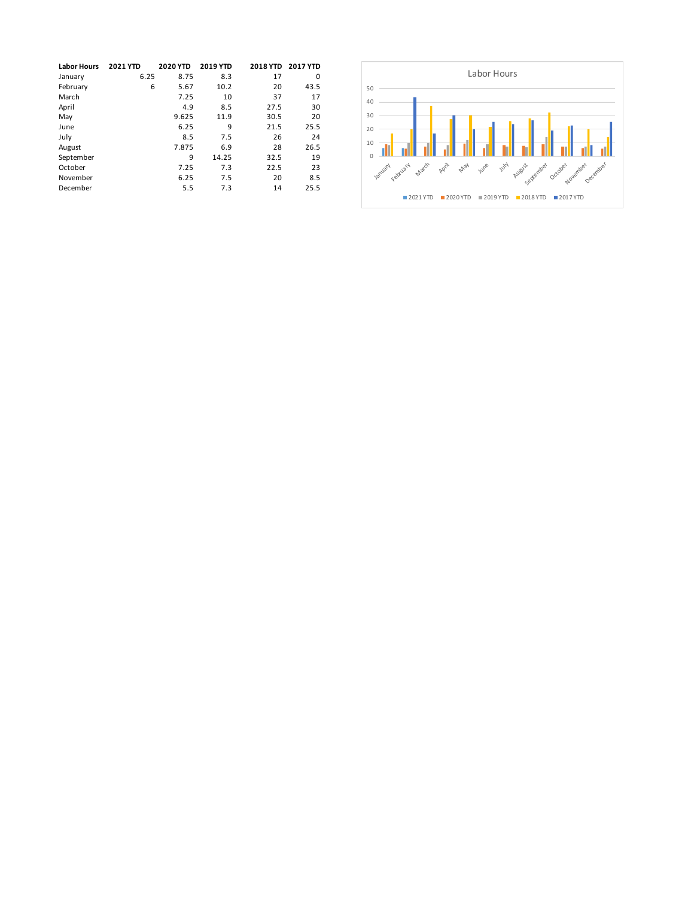| Labor Hours | 2021 YTD | 2020 YTD | 2019 YTD | 2018 YTD | 2017 YTD |
|---|---|---|---|---|---|
| January | 6.25 | 8.75 | 8.3 | 17 | 0 |
| February | 6 | 5.67 | 10.2 | 20 | 43.5 |
| March | | 7.25 | 10 | 37 | 17 |
| April | | 4.9 | 8.5 | 27.5 | 30 |
| May | | 9.625 | 11.9 | 30.5 | 20 |
| June | | 6.25 | 9 | 21.5 | 25.5 |
| July | | 8.5 | 7.5 | 26 | 24 |
| August | | 7.875 | 6.9 | 28 | 26.5 |
| September | | 9 | 14.25 | 32.5 | 19 |
| October | | 7.25 | 7.3 | 22.5 | 23 |
| November | | 6.25 | 7.5 | 20 | 8.5 |
| December | | 5.5 | 7.3 | 14 | 25.5 |

Labor Hours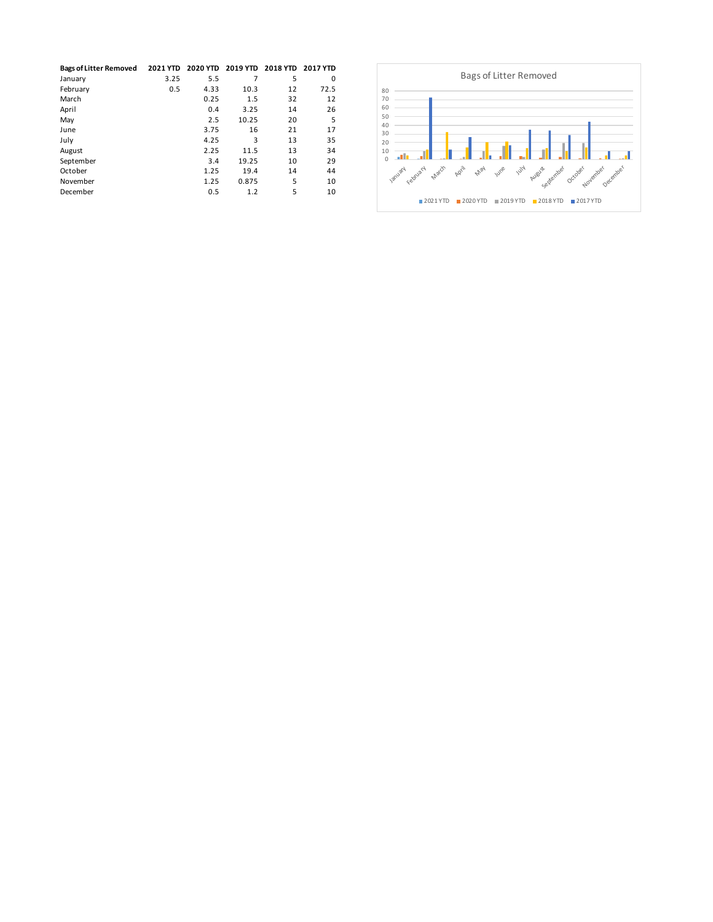| Bags of Litter Removed | 2021 YTD | 2020 YTD | 2019 YTD | 2018 YTD | 2017 YTD |
|---|---|---|---|---|---|
| January | 3.25 | 5.5 | 7 | 5 | 0 |
| February | 0.5 | 4.33 | 10.3 | 12 | 72.5 |
| March | | 0.25 | 1.5 | 32 | 12 |
| April | | 0.4 | 3.25 | 14 | 26 |
| May | | 2.5 | 10.25 | 20 | 5 |
| June | | 3.75 | 16 | 21 | 17 |
| July | | 4.25 | 3 | 13 | 35 |
| August | | 2.25 | 11.5 | 13 | 34 |
| September | | 3.4 | 19.25 | 10 | 29 |
| October | | 1.25 | 19.4 | 14 | 44 |
| November | | 1.25 | 0.875 | 5 | 10 |
| December | | 0.5 | 1.2 | 5 | 10 |

Bags of Litter Removed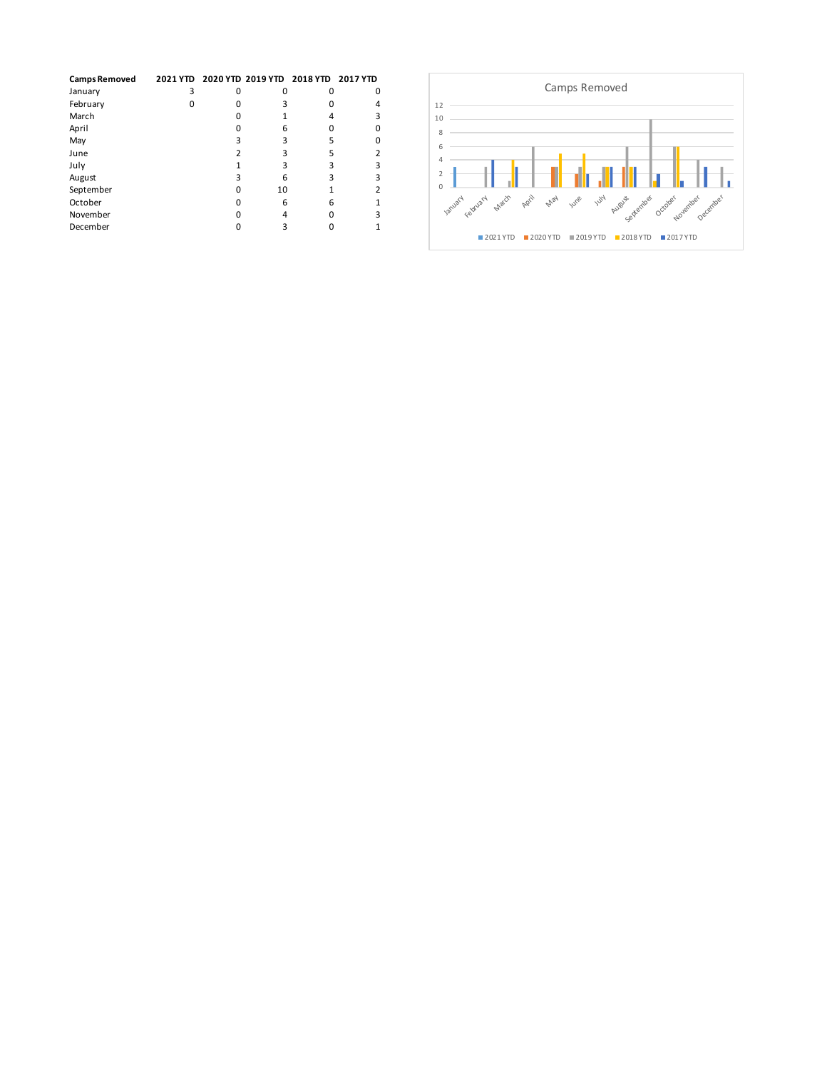| Camps Removed | 2021 YTD | 2020 YTD | 2019 YTD | 2018 YTD | 2017 YTD |
|---|---|---|---|---|---|
| January | 3 | 0 | 0 | 0 | 0 |
| February | 0 | 0 | 3 | 0 | 4 |
| March | | 0 | 1 | 4 | 3 |
| April | | 0 | 6 | 0 | 0 |
| May | | 3 | 3 | 5 | 0 |
| June | | 2 | 3 | 5 | 2 |
| July | | 1 | 3 | 3 | 3 |
| August | | 3 | 6 | 3 | 3 |
| September | | 0 | 10 | 1 | 2 |
| October | | 0 | 6 | 6 | 1 |
| November | | 0 | 4 | 0 | 3 |
| December | | 0 | 3 | 0 | 1 |

Camps Removed

12
10
8
6
4
2
0

January February March April May June July August September October November December

2021 YTD 2020 YTD 2019 YTD 2018 YTD 2017 YTD